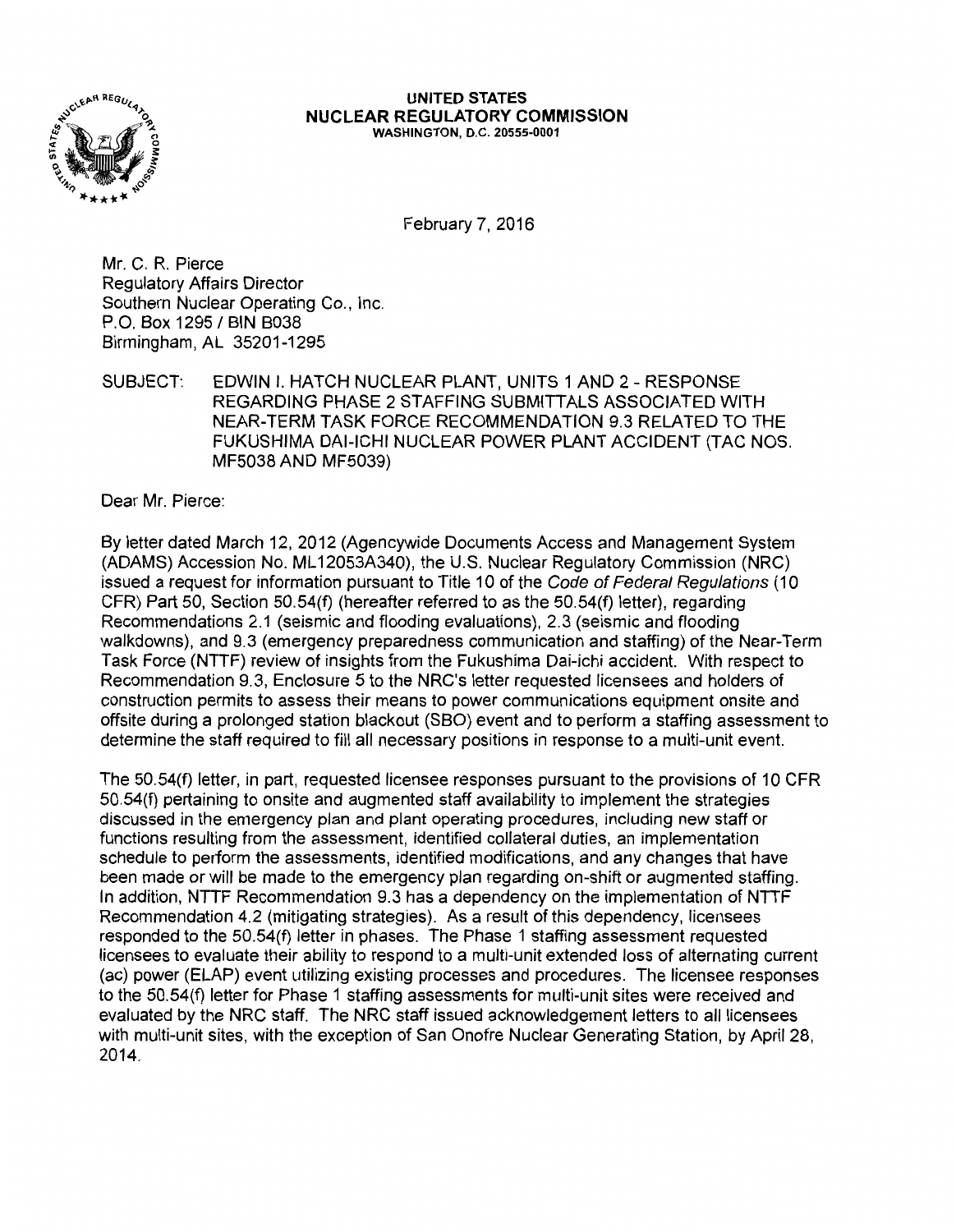**UNITED STATES**
**NUCLEAR REGULATORY COMMISSION**
WASHINGTON, D.C. 20555-0001

February 7, 2016

Mr. C. R. Pierce
Regulatory Affairs Director
Southern Nuclear Operating Co., Inc.
P.O. Box 1295 / BIN B038
Birmingham, AL 35201-1295

SUBJECT: EDWIN I. HATCH NUCLEAR PLANT, UNITS 1 AND 2 - RESPONSE REGARDING PHASE 2 STAFFING SUBMITTALS ASSOCIATED WITH NEAR-TERM TASK FORCE RECOMMENDATION 9.3 RELATED TO THE FUKUSHIMA DAI-ICHI NUCLEAR POWER PLANT ACCIDENT (TAC NOS. MF5038 AND MF5039)

Dear Mr. Pierce:

By letter dated March 12, 2012 (Agencywide Documents Access and Management System (ADAMS) Accession No. ML12053A340), the U.S. Nuclear Regulatory Commission (NRC) issued a request for information pursuant to Title 10 of the *Code of Federal Regulations* (10 CFR) Part 50, Section 50.54(f) (hereafter referred to as the 50.54(f) letter), regarding Recommendations 2.1 (seismic and flooding evaluations), 2.3 (seismic and flooding walkdowns), and 9.3 (emergency preparedness communication and staffing) of the Near-Term Task Force (NTTF) review of insights from the Fukushima Dai-ichi accident. With respect to Recommendation 9.3, Enclosure 5 to the NRC's letter requested licensees and holders of construction permits to assess their means to power communications equipment onsite and offsite during a prolonged station blackout (SBO) event and to perform a staffing assessment to determine the staff required to fill all necessary positions in response to a multi-unit event.

The 50.54(f) letter, in part, requested licensee responses pursuant to the provisions of 10 CFR 50.54(f) pertaining to onsite and augmented staff availability to implement the strategies discussed in the emergency plan and plant operating procedures, including new staff or functions resulting from the assessment, identified collateral duties, an implementation schedule to perform the assessments, identified modifications, and any changes that have been made or will be made to the emergency plan regarding on-shift or augmented staffing. In addition, NTTF Recommendation 9.3 has a dependency on the implementation of NTTF Recommendation 4.2 (mitigating strategies). As a result of this dependency, licensees responded to the 50.54(f) letter in phases. The Phase 1 staffing assessment requested licensees to evaluate their ability to respond to a multi-unit extended loss of alternating current (ac) power (ELAP) event utilizing existing processes and procedures. The licensee responses to the 50.54(f) letter for Phase 1 staffing assessments for multi-unit sites were received and evaluated by the NRC staff. The NRC staff issued acknowledgement letters to all licensees with multi-unit sites, with the exception of San Onofre Nuclear Generating Station, by April 28, 2014.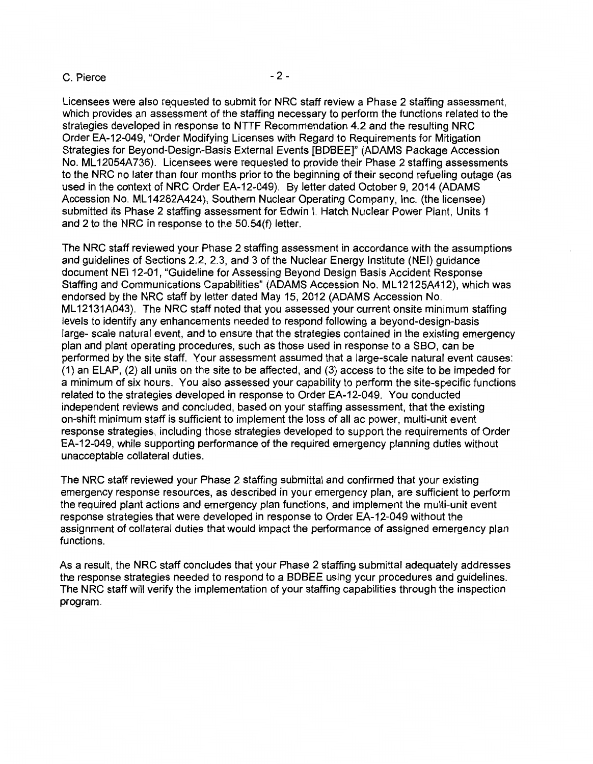Licensees were also requested to submit for NRC staff review a Phase 2 staffing assessment, which provides an assessment of the staffing necessary to perform the functions related to the strategies developed in response to NTTF Recommendation 4.2 and the resulting NRC Order EA-12-049, "Order Modifying Licenses with Regard to Requirements for Mitigation Strategies for Beyond-Design-Basis External Events [BDBEE]" (ADAMS Package Accession No. ML12054A736). Licensees were requested to provide their Phase 2 staffing assessments to the NRC no later than four months prior to the beginning of their second refueling outage (as used in the context of NRC Order EA-12-049). By letter dated October 9, 2014 (ADAMS Accession No. ML14282A424), Southern Nuclear Operating Company, Inc. (the licensee) submitted its Phase 2 staffing assessment for Edwin I. Hatch Nuclear Power Plant, Units 1 and 2 to the NRC in response to the 50.54(f) letter.

The NRC staff reviewed your Phase 2 staffing assessment in accordance with the assumptions and guidelines of Sections 2.2, 2.3, and 3 of the Nuclear Energy Institute (NEI) guidance document NEI 12-01, "Guideline for Assessing Beyond Design Basis Accident Response Staffing and Communications Capabilities" (ADAMS Accession No. ML12125A412), which was endorsed by the NRC staff by letter dated May 15, 2012 (ADAMS Accession No. ML12131A043). The NRC staff noted that you assessed your current onsite minimum staffing levels to identify any enhancements needed to respond following a beyond-design-basis large- scale natural event, and to ensure that the strategies contained in the existing emergency plan and plant operating procedures, such as those used in response to a SBO, can be performed by the site staff. Your assessment assumed that a large-scale natural event causes: (1) an ELAP, (2) all units on the site to be affected, and (3) access to the site to be impeded for a minimum of six hours. You also assessed your capability to perform the site-specific functions related to the strategies developed in response to Order EA-12-049. You conducted independent reviews and concluded, based on your staffing assessment, that the existing on-shift minimum staff is sufficient to implement the loss of all ac power, multi-unit event response strategies, including those strategies developed to support the requirements of Order EA-12-049, while supporting performance of the required emergency planning duties without unacceptable collateral duties.

The NRC staff reviewed your Phase 2 staffing submittal and confirmed that your existing emergency response resources, as described in your emergency plan, are sufficient to perform the required plant actions and emergency plan functions, and implement the multi-unit event response strategies that were developed in response to Order EA-12-049 without the assignment of collateral duties that would impact the performance of assigned emergency plan functions.

As a result, the NRC staff concludes that your Phase 2 staffing submittal adequately addresses the response strategies needed to respond to a BDBEE using your procedures and guidelines. The NRC staff will verify the implementation of your staffing capabilities through the inspection program.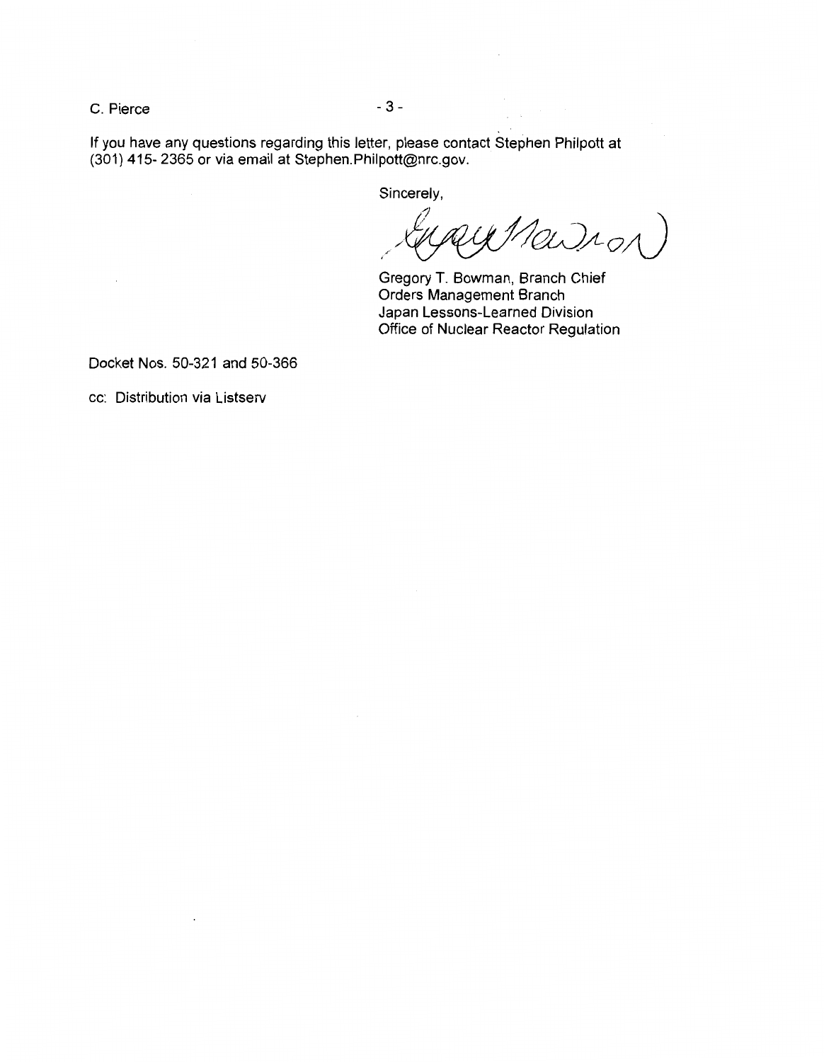If you have any questions regarding this letter, please contact Stephen Philpott at (301) 415- 2365 or via email at Stephen.Philpott@nrc.gov.

Sincerely,

Gregory T. Bowman, Branch Chief
Orders Management Branch
Japan Lessons-Learned Division
Office of Nuclear Reactor Regulation

Docket Nos. 50-321 and 50-366

cc: Distribution via Listserv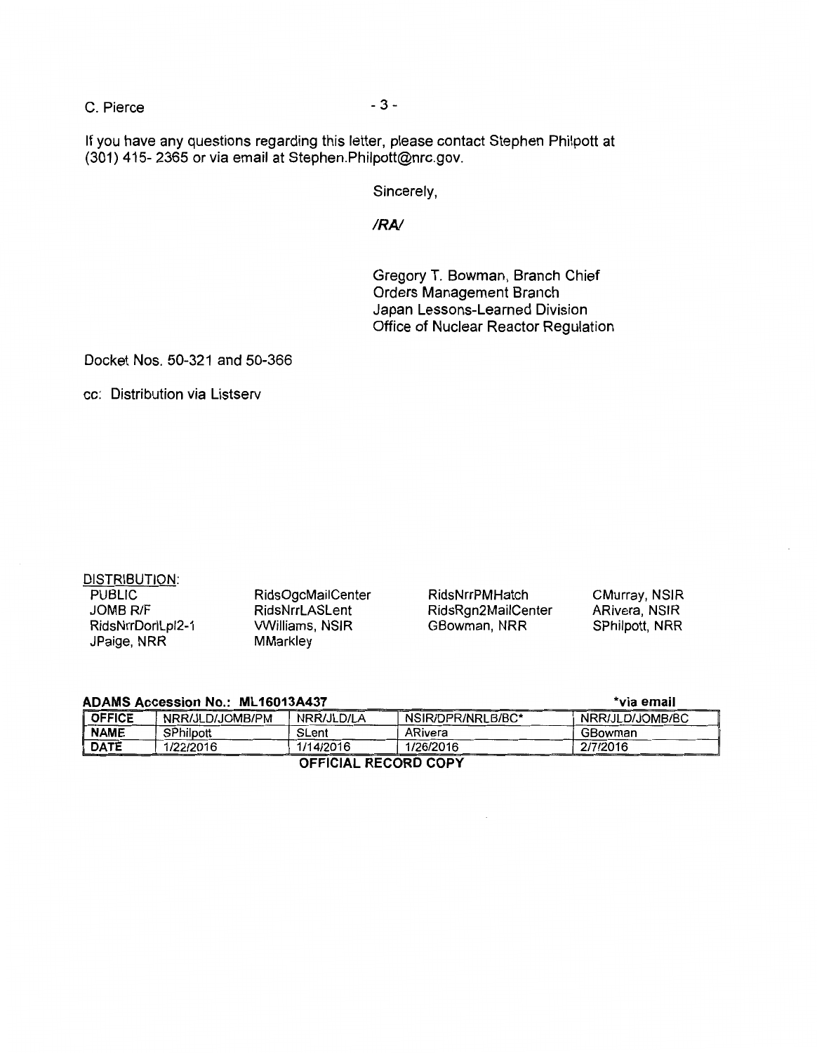C. Pierce

If you have any questions regarding this letter, please contact Stephen Philpott at (301) 415- 2365 or via email at Stephen.Philpott@nrc.gov.

Sincerely,

*/RA/*

Gregory T. Bowman, Branch Chief
Orders Management Branch
Japan Lessons-Learned Division
Office of Nuclear Reactor Regulation

Docket Nos. 50-321 and 50-366

cc: Distribution via Listserv

DISTRIBUTION:

| | | | |
|---|---|---|---|
| PUBLIC | RidsOgcMailCenter | RidsNrrPMHatch | CMurray, NSIR |
| JOMB R/F | RidsNrrLASLent | RidsRgn2MailCenter | ARivera, NSIR |
| RidsNrrDorlLpl2-1 | VWilliams, NSIR | GBowman, NRR | SPhilpott, NRR |
| JPaige, NRR | MMarkley | | |

**ADAMS Accession No.: ML16013A437** *via email

| OFFICE | NRR/JLD/JOMB/PM | NRR/JLD/LA | NSIR/DPR/NRLB/BC* | NRR/JLD/JOMB/BC |
|---|---|---|---|---|
| NAME | SPhilpott | SLent | ARivera | GBowman |
| DATE | 1/22/2016 | 1/14/2016 | 1/26/2016 | 2/7/2016 |

**OFFICIAL RECORD COPY**